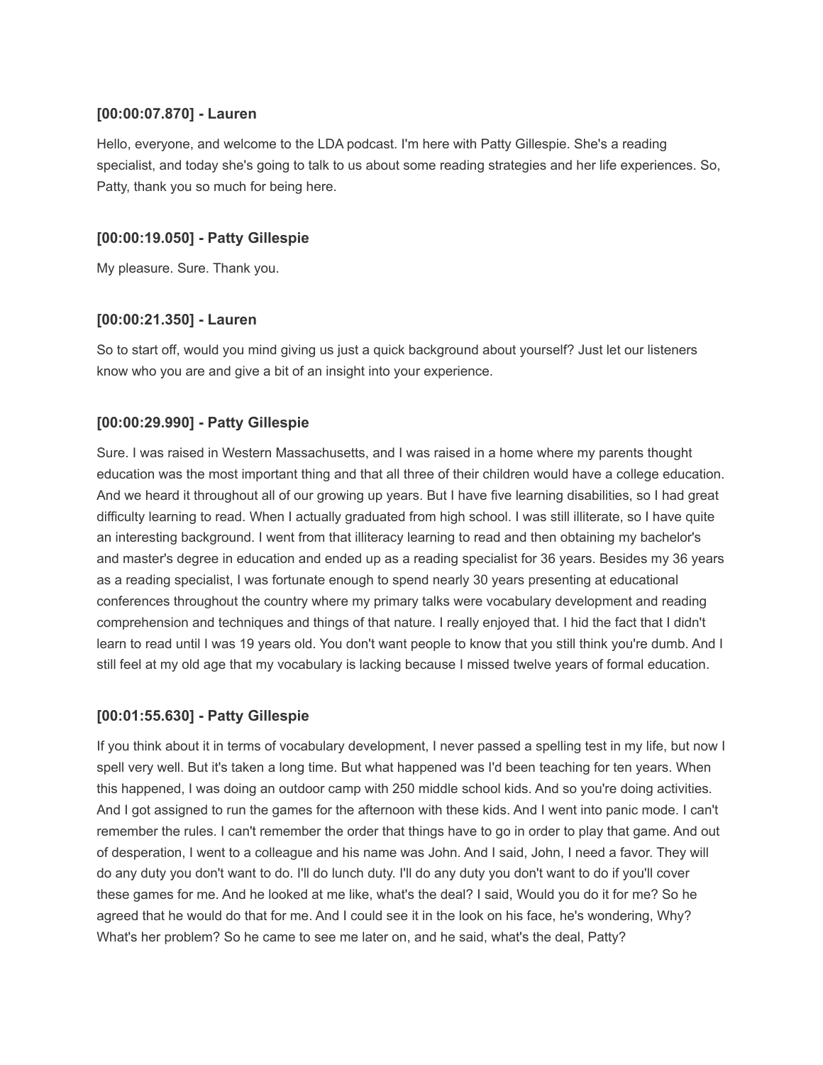**[00:00:07.870] - Lauren**

Hello, everyone, and welcome to the LDA podcast. I'm here with Patty Gillespie. She's a reading specialist, and today she's going to talk to us about some reading strategies and her life experiences. So, Patty, thank you so much for being here.

**[00:00:19.050] - Patty Gillespie**

My pleasure. Sure. Thank you.

**[00:00:21.350] - Lauren**

So to start off, would you mind giving us just a quick background about yourself? Just let our listeners know who you are and give a bit of an insight into your experience.

**[00:00:29.990] - Patty Gillespie**

Sure. I was raised in Western Massachusetts, and I was raised in a home where my parents thought education was the most important thing and that all three of their children would have a college education. And we heard it throughout all of our growing up years. But I have five learning disabilities, so I had great difficulty learning to read. When I actually graduated from high school. I was still illiterate, so I have quite an interesting background. I went from that illiteracy learning to read and then obtaining my bachelor's and master's degree in education and ended up as a reading specialist for 36 years. Besides my 36 years as a reading specialist, I was fortunate enough to spend nearly 30 years presenting at educational conferences throughout the country where my primary talks were vocabulary development and reading comprehension and techniques and things of that nature. I really enjoyed that. I hid the fact that I didn't learn to read until I was 19 years old. You don't want people to know that you still think you're dumb. And I still feel at my old age that my vocabulary is lacking because I missed twelve years of formal education.

**[00:01:55.630] - Patty Gillespie**

If you think about it in terms of vocabulary development, I never passed a spelling test in my life, but now I spell very well. But it's taken a long time. But what happened was I'd been teaching for ten years. When this happened, I was doing an outdoor camp with 250 middle school kids. And so you're doing activities. And I got assigned to run the games for the afternoon with these kids. And I went into panic mode. I can't remember the rules. I can't remember the order that things have to go in order to play that game. And out of desperation, I went to a colleague and his name was John. And I said, John, I need a favor. They will do any duty you don't want to do. I'll do lunch duty. I'll do any duty you don't want to do if you'll cover these games for me. And he looked at me like, what's the deal? I said, Would you do it for me? So he agreed that he would do that for me. And I could see it in the look on his face, he's wondering, Why? What's her problem? So he came to see me later on, and he said, what's the deal, Patty?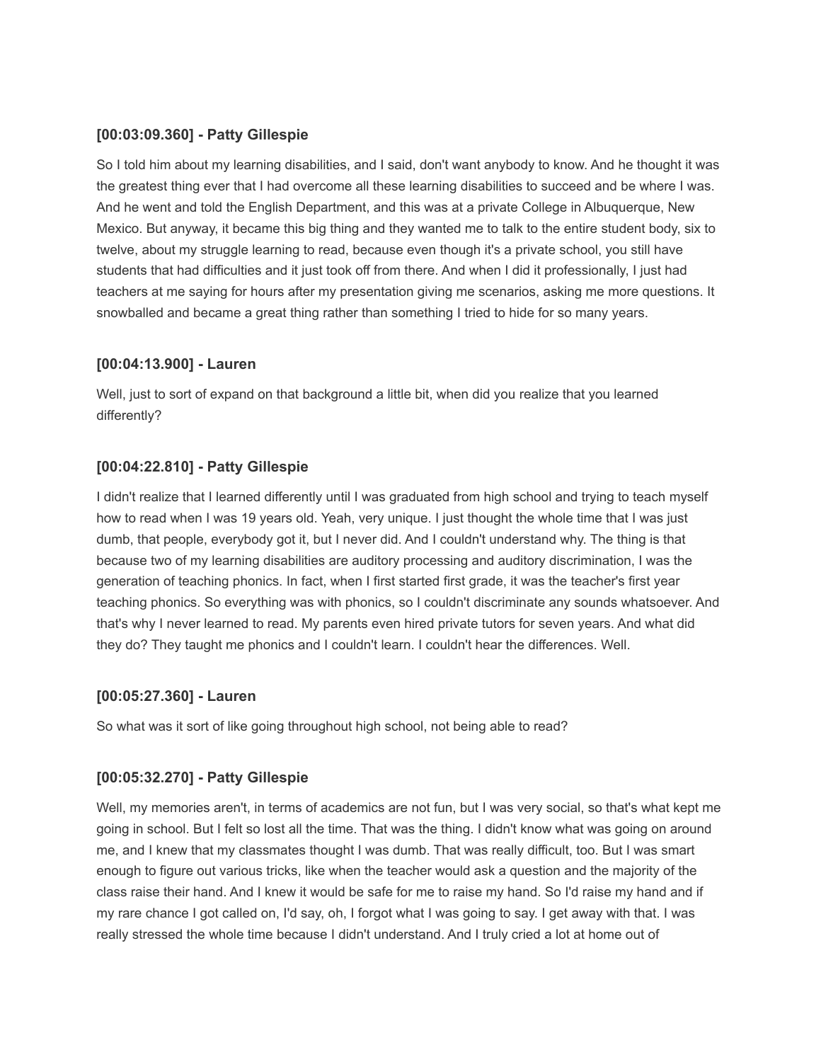**[00:03:09.360] - Patty Gillespie**

So I told him about my learning disabilities, and I said, don't want anybody to know. And he thought it was the greatest thing ever that I had overcome all these learning disabilities to succeed and be where I was. And he went and told the English Department, and this was at a private College in Albuquerque, New Mexico. But anyway, it became this big thing and they wanted me to talk to the entire student body, six to twelve, about my struggle learning to read, because even though it's a private school, you still have students that had difficulties and it just took off from there. And when I did it professionally, I just had teachers at me saying for hours after my presentation giving me scenarios, asking me more questions. It snowballed and became a great thing rather than something I tried to hide for so many years.

**[00:04:13.900] - Lauren**

Well, just to sort of expand on that background a little bit, when did you realize that you learned differently?

**[00:04:22.810] - Patty Gillespie**

I didn't realize that I learned differently until I was graduated from high school and trying to teach myself how to read when I was 19 years old. Yeah, very unique. I just thought the whole time that I was just dumb, that people, everybody got it, but I never did. And I couldn't understand why. The thing is that because two of my learning disabilities are auditory processing and auditory discrimination, I was the generation of teaching phonics. In fact, when I first started first grade, it was the teacher's first year teaching phonics. So everything was with phonics, so I couldn't discriminate any sounds whatsoever. And that's why I never learned to read. My parents even hired private tutors for seven years. And what did they do? They taught me phonics and I couldn't learn. I couldn't hear the differences. Well.

**[00:05:27.360] - Lauren**

So what was it sort of like going throughout high school, not being able to read?

**[00:05:32.270] - Patty Gillespie**

Well, my memories aren't, in terms of academics are not fun, but I was very social, so that's what kept me going in school. But I felt so lost all the time. That was the thing. I didn't know what was going on around me, and I knew that my classmates thought I was dumb. That was really difficult, too. But I was smart enough to figure out various tricks, like when the teacher would ask a question and the majority of the class raise their hand. And I knew it would be safe for me to raise my hand. So I'd raise my hand and if my rare chance I got called on, I'd say, oh, I forgot what I was going to say. I get away with that. I was really stressed the whole time because I didn't understand. And I truly cried a lot at home out of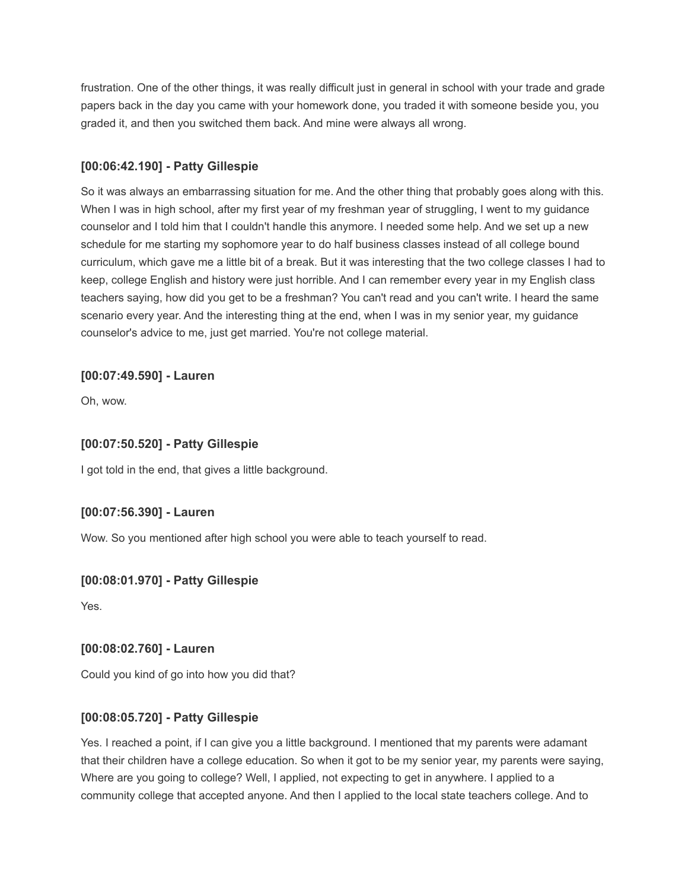frustration. One of the other things, it was really difficult just in general in school with your trade and grade papers back in the day you came with your homework done, you traded it with someone beside you, you graded it, and then you switched them back. And mine were always all wrong.

**[00:06:42.190] - Patty Gillespie**

So it was always an embarrassing situation for me. And the other thing that probably goes along with this. When I was in high school, after my first year of my freshman year of struggling, I went to my guidance counselor and I told him that I couldn't handle this anymore. I needed some help. And we set up a new schedule for me starting my sophomore year to do half business classes instead of all college bound curriculum, which gave me a little bit of a break. But it was interesting that the two college classes I had to keep, college English and history were just horrible. And I can remember every year in my English class teachers saying, how did you get to be a freshman? You can't read and you can't write. I heard the same scenario every year. And the interesting thing at the end, when I was in my senior year, my guidance counselor's advice to me, just get married. You're not college material.

**[00:07:49.590] - Lauren**

Oh, wow.

**[00:07:50.520] - Patty Gillespie**

I got told in the end, that gives a little background.

**[00:07:56.390] - Lauren**

Wow. So you mentioned after high school you were able to teach yourself to read.

**[00:08:01.970] - Patty Gillespie**

Yes.

**[00:08:02.760] - Lauren**

Could you kind of go into how you did that?

**[00:08:05.720] - Patty Gillespie**

Yes. I reached a point, if I can give you a little background. I mentioned that my parents were adamant that their children have a college education. So when it got to be my senior year, my parents were saying, Where are you going to college? Well, I applied, not expecting to get in anywhere. I applied to a community college that accepted anyone. And then I applied to the local state teachers college. And to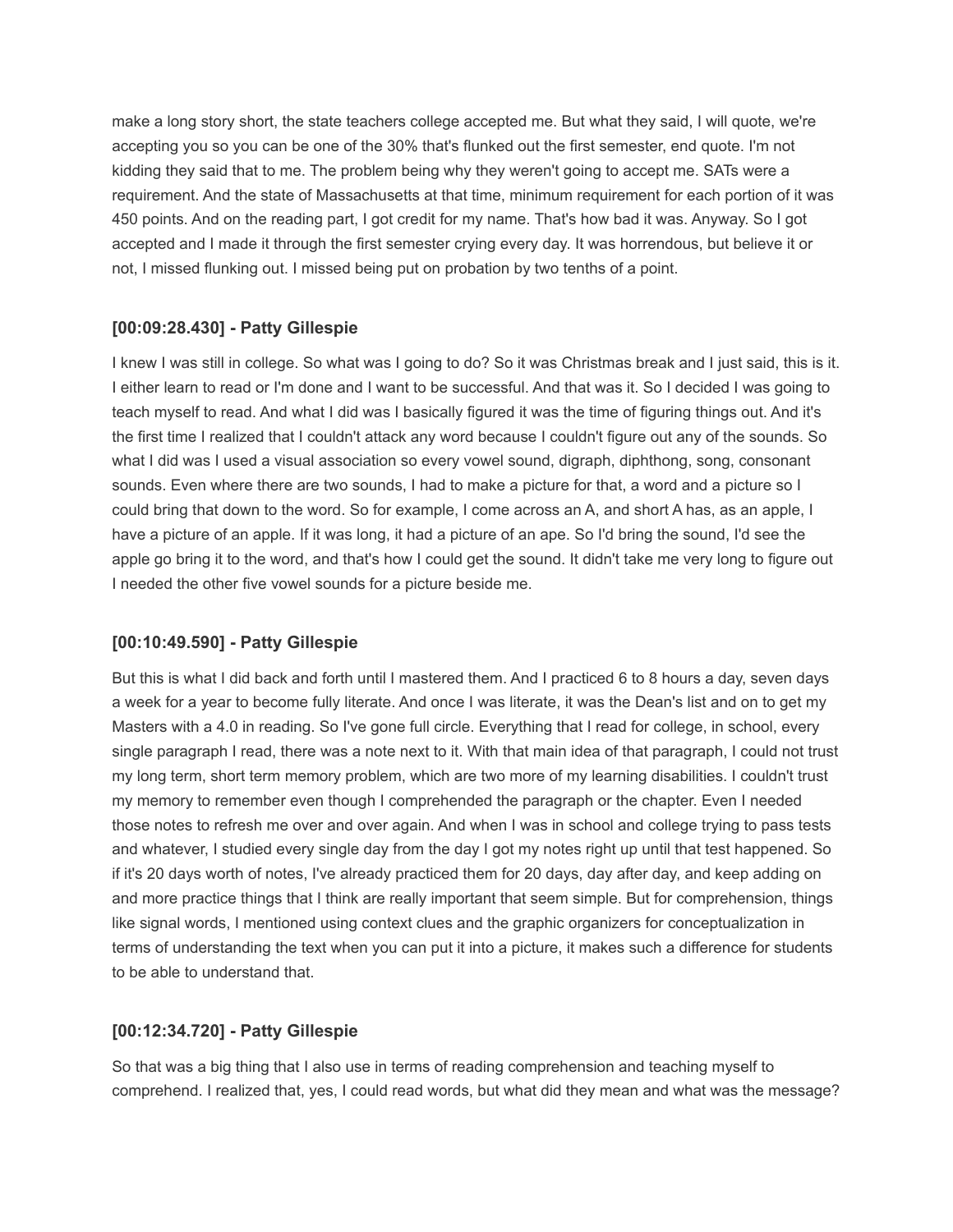make a long story short, the state teachers college accepted me. But what they said, I will quote, we're accepting you so you can be one of the 30% that's flunked out the first semester, end quote. I'm not kidding they said that to me. The problem being why they weren't going to accept me. SATs were a requirement. And the state of Massachusetts at that time, minimum requirement for each portion of it was 450 points. And on the reading part, I got credit for my name. That's how bad it was. Anyway. So I got accepted and I made it through the first semester crying every day. It was horrendous, but believe it or not, I missed flunking out. I missed being put on probation by two tenths of a point.

### [00:09:28.430] - Patty Gillespie

I knew I was still in college. So what was I going to do? So it was Christmas break and I just said, this is it. I either learn to read or I'm done and I want to be successful. And that was it. So I decided I was going to teach myself to read. And what I did was I basically figured it was the time of figuring things out. And it's the first time I realized that I couldn't attack any word because I couldn't figure out any of the sounds. So what I did was I used a visual association so every vowel sound, digraph, diphthong, song, consonant sounds. Even where there are two sounds, I had to make a picture for that, a word and a picture so I could bring that down to the word. So for example, I come across an A, and short A has, as an apple, I have a picture of an apple. If it was long, it had a picture of an ape. So I'd bring the sound, I'd see the apple go bring it to the word, and that's how I could get the sound. It didn't take me very long to figure out I needed the other five vowel sounds for a picture beside me.

### [00:10:49.590] - Patty Gillespie

But this is what I did back and forth until I mastered them. And I practiced 6 to 8 hours a day, seven days a week for a year to become fully literate. And once I was literate, it was the Dean's list and on to get my Masters with a 4.0 in reading. So I've gone full circle. Everything that I read for college, in school, every single paragraph I read, there was a note next to it. With that main idea of that paragraph, I could not trust my long term, short term memory problem, which are two more of my learning disabilities. I couldn't trust my memory to remember even though I comprehended the paragraph or the chapter. Even I needed those notes to refresh me over and over again. And when I was in school and college trying to pass tests and whatever, I studied every single day from the day I got my notes right up until that test happened. So if it's 20 days worth of notes, I've already practiced them for 20 days, day after day, and keep adding on and more practice things that I think are really important that seem simple. But for comprehension, things like signal words, I mentioned using context clues and the graphic organizers for conceptualization in terms of understanding the text when you can put it into a picture, it makes such a difference for students to be able to understand that.

### [00:12:34.720] - Patty Gillespie

So that was a big thing that I also use in terms of reading comprehension and teaching myself to comprehend. I realized that, yes, I could read words, but what did they mean and what was the message?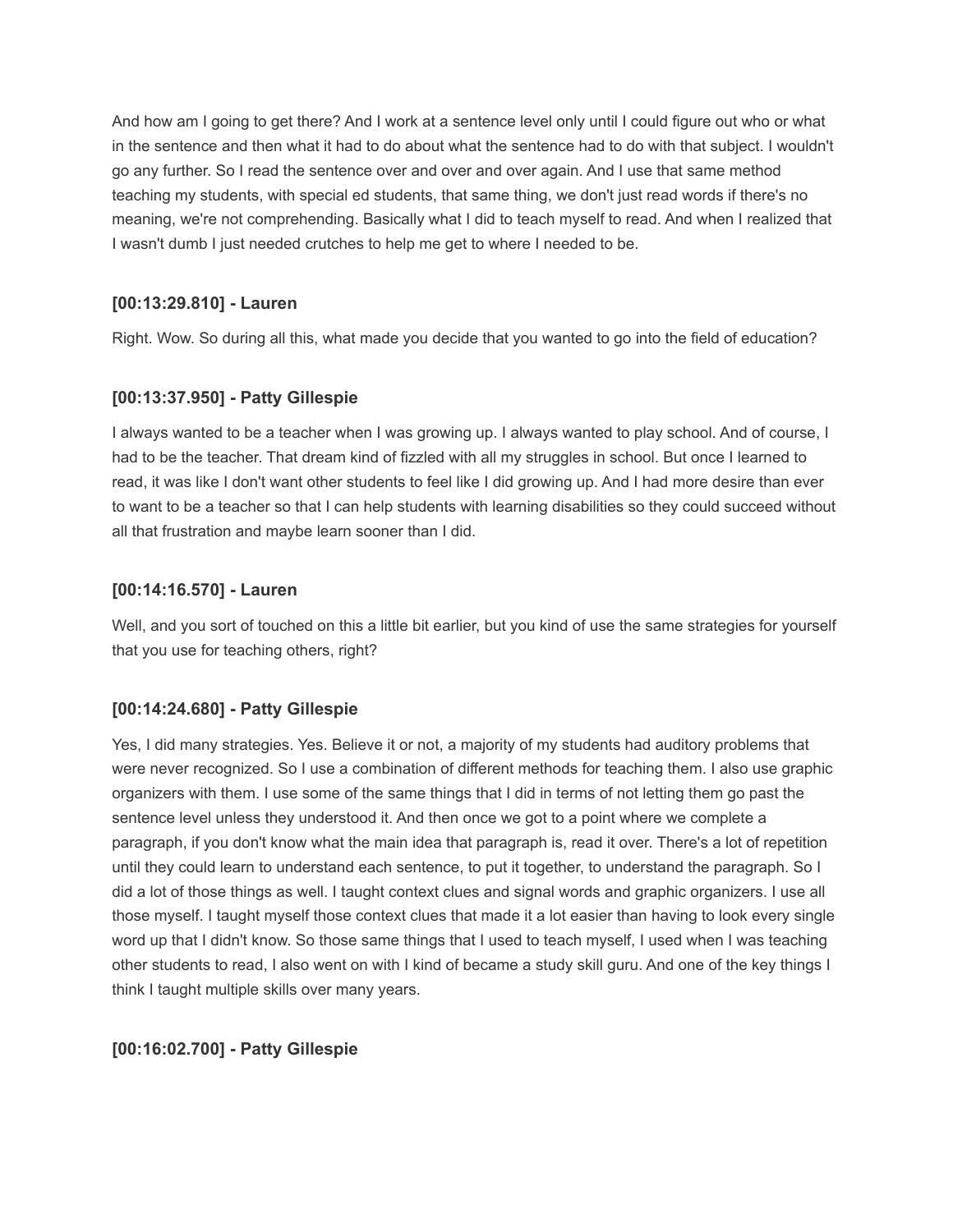And how am I going to get there? And I work at a sentence level only until I could figure out who or what in the sentence and then what it had to do about what the sentence had to do with that subject. I wouldn't go any further. So I read the sentence over and over and over again. And I use that same method teaching my students, with special ed students, that same thing, we don't just read words if there's no meaning, we're not comprehending. Basically what I did to teach myself to read. And when I realized that I wasn't dumb I just needed crutches to help me get to where I needed to be.

**[00:13:29.810] - Lauren**

Right. Wow. So during all this, what made you decide that you wanted to go into the field of education?

**[00:13:37.950] - Patty Gillespie**

I always wanted to be a teacher when I was growing up. I always wanted to play school. And of course, I had to be the teacher. That dream kind of fizzled with all my struggles in school. But once I learned to read, it was like I don't want other students to feel like I did growing up. And I had more desire than ever to want to be a teacher so that I can help students with learning disabilities so they could succeed without all that frustration and maybe learn sooner than I did.

**[00:14:16.570] - Lauren**

Well, and you sort of touched on this a little bit earlier, but you kind of use the same strategies for yourself that you use for teaching others, right?

**[00:14:24.680] - Patty Gillespie**

Yes, I did many strategies. Yes. Believe it or not, a majority of my students had auditory problems that were never recognized. So I use a combination of different methods for teaching them. I also use graphic organizers with them. I use some of the same things that I did in terms of not letting them go past the sentence level unless they understood it. And then once we got to a point where we complete a paragraph, if you don't know what the main idea that paragraph is, read it over. There's a lot of repetition until they could learn to understand each sentence, to put it together, to understand the paragraph. So I did a lot of those things as well. I taught context clues and signal words and graphic organizers. I use all those myself. I taught myself those context clues that made it a lot easier than having to look every single word up that I didn't know. So those same things that I used to teach myself, I used when I was teaching other students to read, I also went on with I kind of became a study skill guru. And one of the key things I think I taught multiple skills over many years.

**[00:16:02.700] - Patty Gillespie**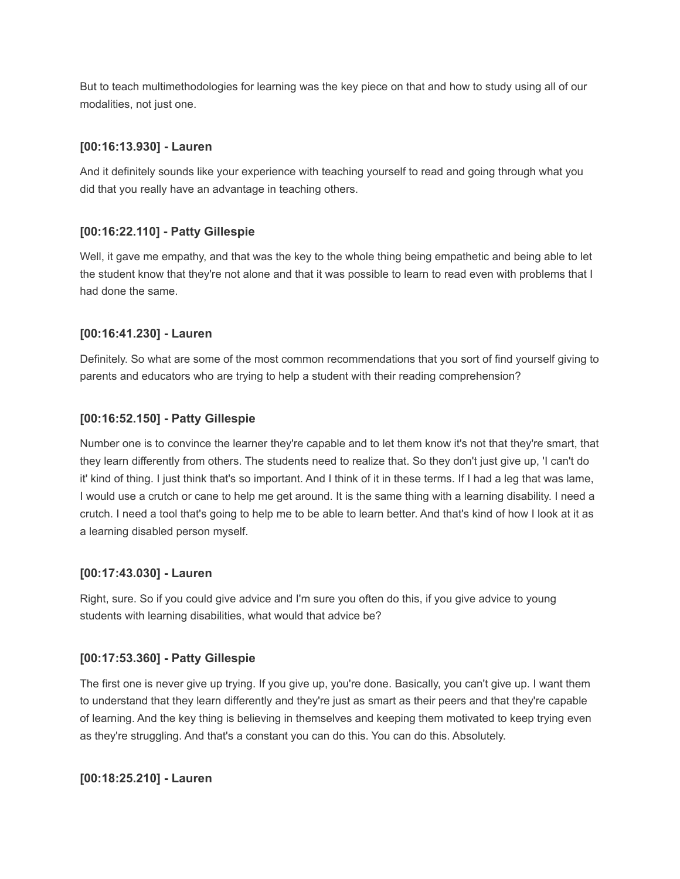But to teach multimethodologies for learning was the key piece on that and how to study using all of our modalities, not just one.

**[00:16:13.930] - Lauren**

And it definitely sounds like your experience with teaching yourself to read and going through what you did that you really have an advantage in teaching others.

**[00:16:22.110] - Patty Gillespie**

Well, it gave me empathy, and that was the key to the whole thing being empathetic and being able to let the student know that they're not alone and that it was possible to learn to read even with problems that I had done the same.

**[00:16:41.230] - Lauren**

Definitely. So what are some of the most common recommendations that you sort of find yourself giving to parents and educators who are trying to help a student with their reading comprehension?

**[00:16:52.150] - Patty Gillespie**

Number one is to convince the learner they're capable and to let them know it's not that they're smart, that they learn differently from others. The students need to realize that. So they don't just give up, 'I can't do it' kind of thing. I just think that's so important. And I think of it in these terms. If I had a leg that was lame, I would use a crutch or cane to help me get around. It is the same thing with a learning disability. I need a crutch. I need a tool that's going to help me to be able to learn better. And that's kind of how I look at it as a learning disabled person myself.

**[00:17:43.030] - Lauren**

Right, sure. So if you could give advice and I'm sure you often do this, if you give advice to young students with learning disabilities, what would that advice be?

**[00:17:53.360] - Patty Gillespie**

The first one is never give up trying. If you give up, you're done. Basically, you can't give up. I want them to understand that they learn differently and they're just as smart as their peers and that they're capable of learning. And the key thing is believing in themselves and keeping them motivated to keep trying even as they're struggling. And that's a constant you can do this. You can do this. Absolutely.

**[00:18:25.210] - Lauren**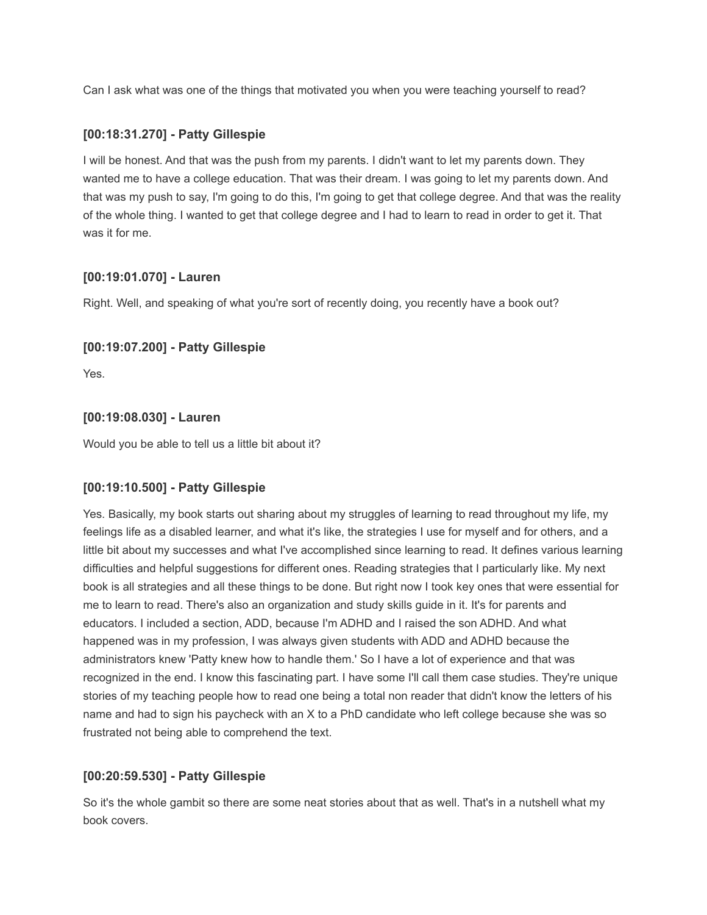Can I ask what was one of the things that motivated you when you were teaching yourself to read?

### [00:18:31.270] - Patty Gillespie

I will be honest. And that was the push from my parents. I didn't want to let my parents down. They wanted me to have a college education. That was their dream. I was going to let my parents down. And that was my push to say, I'm going to do this, I'm going to get that college degree. And that was the reality of the whole thing. I wanted to get that college degree and I had to learn to read in order to get it. That was it for me.

### [00:19:01.070] - Lauren

Right. Well, and speaking of what you're sort of recently doing, you recently have a book out?

### [00:19:07.200] - Patty Gillespie

Yes.

### [00:19:08.030] - Lauren

Would you be able to tell us a little bit about it?

### [00:19:10.500] - Patty Gillespie

Yes. Basically, my book starts out sharing about my struggles of learning to read throughout my life, my feelings life as a disabled learner, and what it's like, the strategies I use for myself and for others, and a little bit about my successes and what I've accomplished since learning to read. It defines various learning difficulties and helpful suggestions for different ones. Reading strategies that I particularly like. My next book is all strategies and all these things to be done. But right now I took key ones that were essential for me to learn to read. There's also an organization and study skills guide in it. It's for parents and educators. I included a section, ADD, because I'm ADHD and I raised the son ADHD. And what happened was in my profession, I was always given students with ADD and ADHD because the administrators knew 'Patty knew how to handle them.' So I have a lot of experience and that was recognized in the end. I know this fascinating part. I have some I'll call them case studies. They're unique stories of my teaching people how to read one being a total non reader that didn't know the letters of his name and had to sign his paycheck with an X to a PhD candidate who left college because she was so frustrated not being able to comprehend the text.

### [00:20:59.530] - Patty Gillespie

So it's the whole gambit so there are some neat stories about that as well. That's in a nutshell what my book covers.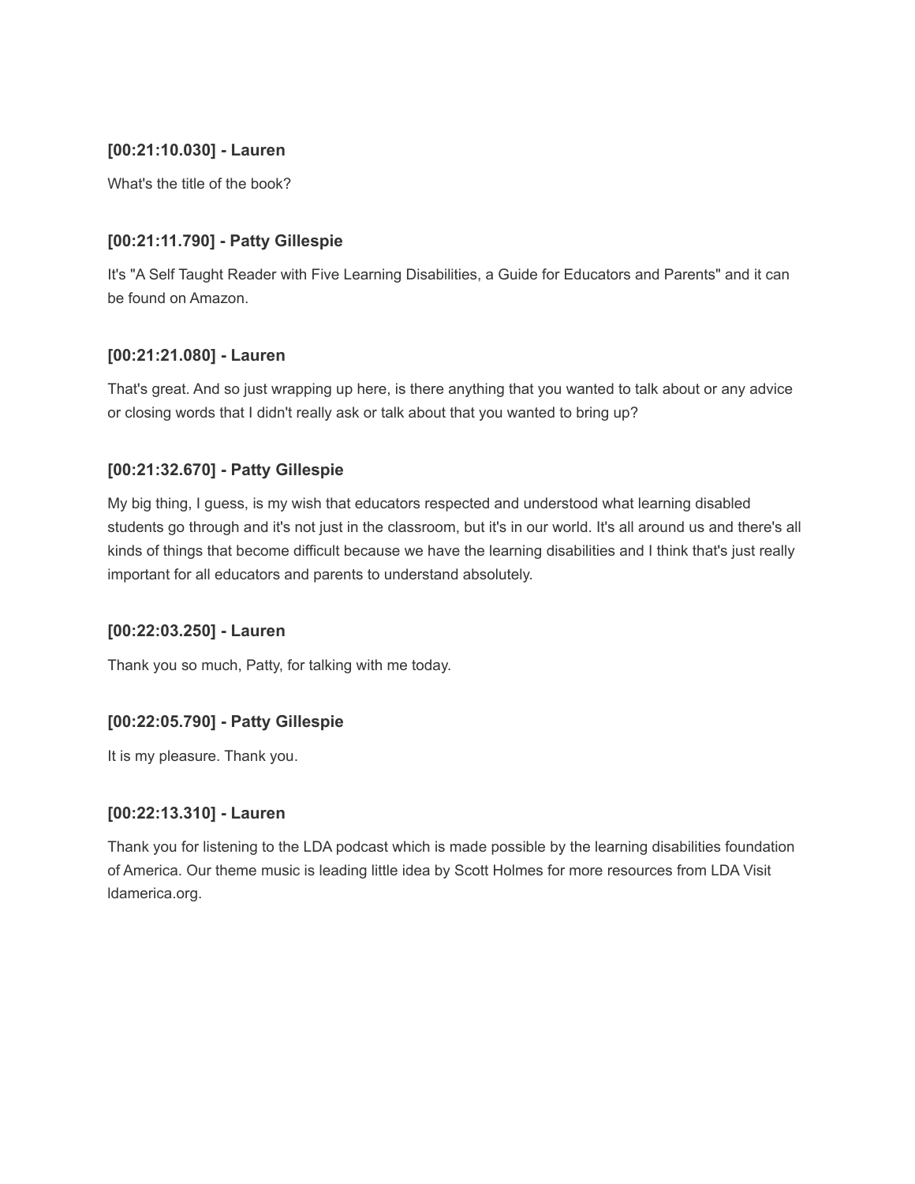**[00:21:10.030] - Lauren**

What's the title of the book?

**[00:21:11.790] - Patty Gillespie**

It's "A Self Taught Reader with Five Learning Disabilities, a Guide for Educators and Parents" and it can be found on Amazon.

**[00:21:21.080] - Lauren**

That's great. And so just wrapping up here, is there anything that you wanted to talk about or any advice or closing words that I didn't really ask or talk about that you wanted to bring up?

**[00:21:32.670] - Patty Gillespie**

My big thing, I guess, is my wish that educators respected and understood what learning disabled students go through and it's not just in the classroom, but it's in our world. It's all around us and there's all kinds of things that become difficult because we have the learning disabilities and I think that's just really important for all educators and parents to understand absolutely.

**[00:22:03.250] - Lauren**

Thank you so much, Patty, for talking with me today.

**[00:22:05.790] - Patty Gillespie**

It is my pleasure. Thank you.

**[00:22:13.310] - Lauren**

Thank you for listening to the LDA podcast which is made possible by the learning disabilities foundation of America. Our theme music is leading little idea by Scott Holmes for more resources from LDA Visit ldamerica.org.